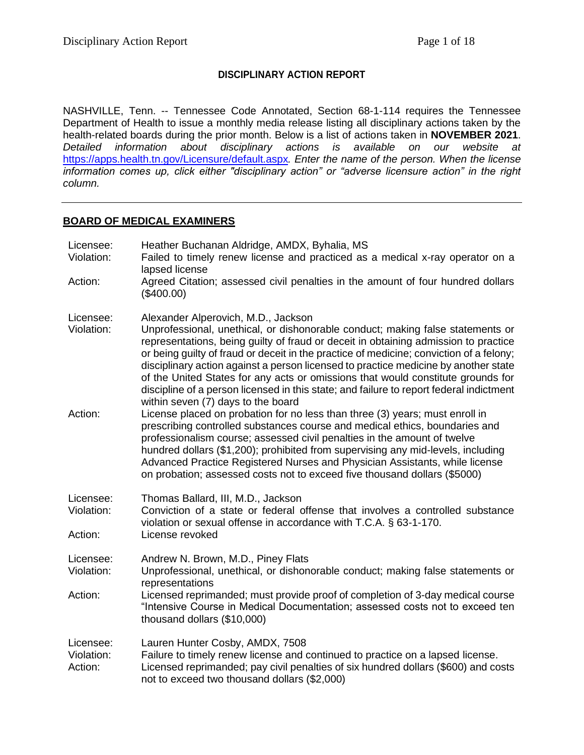**DISCIPLINARY ACTION REPORT**

NASHVILLE, Tenn. -- Tennessee Code Annotated, Section 68-1-114 requires the Tennessee Department of Health to issue a monthly media release listing all disciplinary actions taken by the health-related boards during the prior month. Below is a list of actions taken in **NOVEMBER 2021**. *Detailed information about disciplinary actions is available on our website at* https://apps.health.tn.gov/Licensure/default.aspx*. Enter the name of the person. When the license information comes up, click either "disciplinary action" or "adverse licensure action" in the right column.*

---

## BOARD OF MEDICAL EXAMINERS

| | |
|---|---|
| Licensee: | Heather Buchanan Aldridge, AMDX, Byhalia, MS |
| Violation: | Failed to timely renew license and practiced as a medical x-ray operator on a lapsed license |
| Action: | Agreed Citation; assessed civil penalties in the amount of four hundred dollars ($400.00) |

| | |
|---|---|
| Licensee: | Alexander Alperovich, M.D., Jackson |
| Violation: | Unprofessional, unethical, or dishonorable conduct; making false statements or representations, being guilty of fraud or deceit in obtaining admission to practice or being guilty of fraud or deceit in the practice of medicine; conviction of a felony; disciplinary action against a person licensed to practice medicine by another state of the United States for any acts or omissions that would constitute grounds for discipline of a person licensed in this state; and failure to report federal indictment within seven (7) days to the board |
| Action: | License placed on probation for no less than three (3) years; must enroll in prescribing controlled substances course and medical ethics, boundaries and professionalism course; assessed civil penalties in the amount of twelve hundred dollars ($1,200); prohibited from supervising any mid-levels, including Advanced Practice Registered Nurses and Physician Assistants, while license on probation; assessed costs not to exceed five thousand dollars ($5000) |

| | |
|---|---|
| Licensee: | Thomas Ballard, III, M.D., Jackson |
| Violation: | Conviction of a state or federal offense that involves a controlled substance violation or sexual offense in accordance with T.C.A. § 63-1-170. |
| Action: | License revoked |

| | |
|---|---|
| Licensee: | Andrew N. Brown, M.D., Piney Flats |
| Violation: | Unprofessional, unethical, or dishonorable conduct; making false statements or representations |
| Action: | Licensed reprimanded; must provide proof of completion of 3-day medical course "Intensive Course in Medical Documentation; assessed costs not to exceed ten thousand dollars ($10,000) |

| | |
|---|---|
| Licensee: | Lauren Hunter Cosby, AMDX, 7508 |
| Violation: | Failure to timely renew license and continued to practice on a lapsed license. |
| Action: | Licensed reprimanded; pay civil penalties of six hundred dollars ($600) and costs not to exceed two thousand dollars ($2,000) |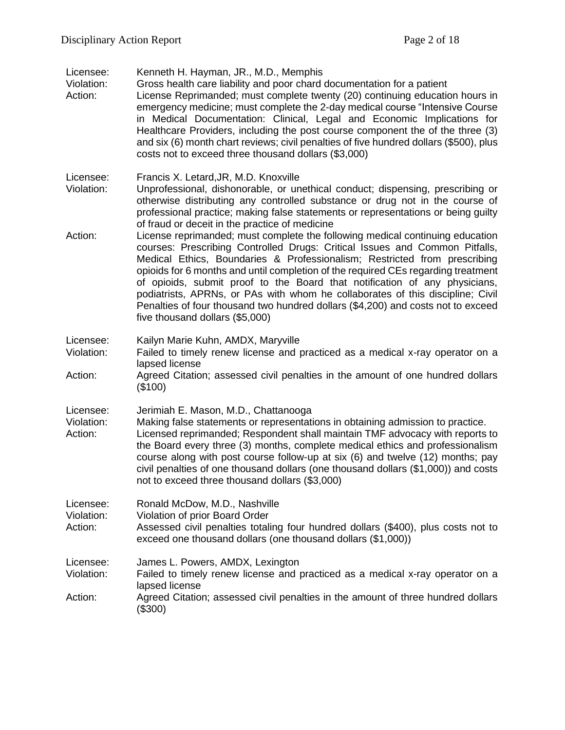Licensee: Kenneth H. Hayman, JR., M.D., Memphis
Violation: Gross health care liability and poor chard documentation for a patient
Action: License Reprimanded; must complete twenty (20) continuing education hours in emergency medicine; must complete the 2-day medical course "Intensive Course in Medical Documentation: Clinical, Legal and Economic Implications for Healthcare Providers, including the post course component the of the three (3) and six (6) month chart reviews; civil penalties of five hundred dollars ($500), plus costs not to exceed three thousand dollars ($3,000)

Licensee: Francis X. Letard,JR, M.D. Knoxville
Violation: Unprofessional, dishonorable, or unethical conduct; dispensing, prescribing or otherwise distributing any controlled substance or drug not in the course of professional practice; making false statements or representations or being guilty of fraud or deceit in the practice of medicine
Action: License reprimanded; must complete the following medical continuing education courses: Prescribing Controlled Drugs: Critical Issues and Common Pitfalls, Medical Ethics, Boundaries & Professionalism; Restricted from prescribing opioids for 6 months and until completion of the required CEs regarding treatment of opioids, submit proof to the Board that notification of any physicians, podiatrists, APRNs, or PAs with whom he collaborates of this discipline; Civil Penalties of four thousand two hundred dollars ($4,200) and costs not to exceed five thousand dollars ($5,000)

Licensee: Kailyn Marie Kuhn, AMDX, Maryville
Violation: Failed to timely renew license and practiced as a medical x-ray operator on a lapsed license
Action: Agreed Citation; assessed civil penalties in the amount of one hundred dollars ($100)

Licensee: Jerimiah E. Mason, M.D., Chattanooga
Violation: Making false statements or representations in obtaining admission to practice.
Action: Licensed reprimanded; Respondent shall maintain TMF advocacy with reports to the Board every three (3) months, complete medical ethics and professionalism course along with post course follow-up at six (6) and twelve (12) months; pay civil penalties of one thousand dollars (one thousand dollars ($1,000)) and costs not to exceed three thousand dollars ($3,000)

Licensee: Ronald McDow, M.D., Nashville
Violation: Violation of prior Board Order
Action: Assessed civil penalties totaling four hundred dollars ($400), plus costs not to exceed one thousand dollars (one thousand dollars ($1,000))

Licensee: James L. Powers, AMDX, Lexington
Violation: Failed to timely renew license and practiced as a medical x-ray operator on a lapsed license
Action: Agreed Citation; assessed civil penalties in the amount of three hundred dollars ($300)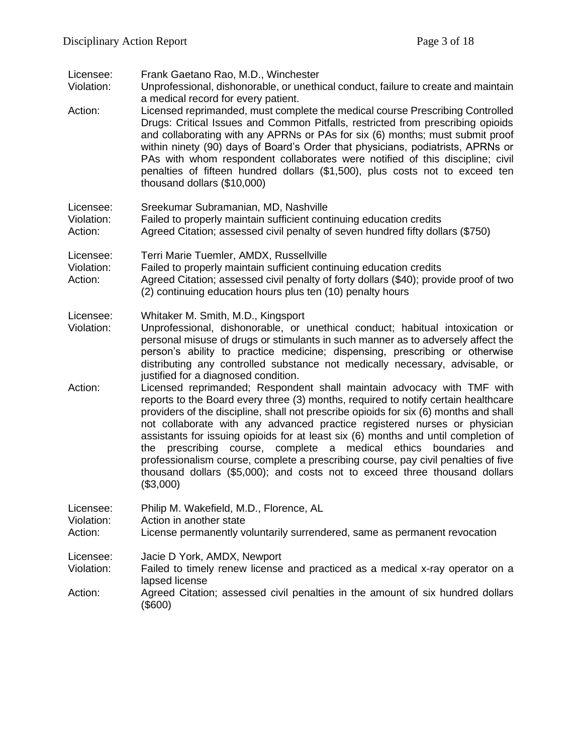Licensee: Frank Gaetano Rao, M.D., Winchester
Violation: Unprofessional, dishonorable, or unethical conduct, failure to create and maintain a medical record for every patient.
Action: Licensed reprimanded, must complete the medical course Prescribing Controlled Drugs: Critical Issues and Common Pitfalls, restricted from prescribing opioids and collaborating with any APRNs or PAs for six (6) months; must submit proof within ninety (90) days of Board's Order that physicians, podiatrists, APRNs or PAs with whom respondent collaborates were notified of this discipline; civil penalties of fifteen hundred dollars ($1,500), plus costs not to exceed ten thousand dollars ($10,000)

Licensee: Sreekumar Subramanian, MD, Nashville
Violation: Failed to properly maintain sufficient continuing education credits
Action: Agreed Citation; assessed civil penalty of seven hundred fifty dollars ($750)

Licensee: Terri Marie Tuemler, AMDX, Russellville
Violation: Failed to properly maintain sufficient continuing education credits
Action: Agreed Citation; assessed civil penalty of forty dollars ($40); provide proof of two (2) continuing education hours plus ten (10) penalty hours

Licensee: Whitaker M. Smith, M.D., Kingsport
Violation: Unprofessional, dishonorable, or unethical conduct; habitual intoxication or personal misuse of drugs or stimulants in such manner as to adversely affect the person's ability to practice medicine; dispensing, prescribing or otherwise distributing any controlled substance not medically necessary, advisable, or justified for a diagnosed condition.
Action: Licensed reprimanded; Respondent shall maintain advocacy with TMF with reports to the Board every three (3) months, required to notify certain healthcare providers of the discipline, shall not prescribe opioids for six (6) months and shall not collaborate with any advanced practice registered nurses or physician assistants for issuing opioids for at least six (6) months and until completion of the prescribing course, complete a medical ethics boundaries and professionalism course, complete a prescribing course, pay civil penalties of five thousand dollars ($5,000); and costs not to exceed three thousand dollars ($3,000)

Licensee: Philip M. Wakefield, M.D., Florence, AL
Violation: Action in another state
Action: License permanently voluntarily surrendered, same as permanent revocation

Licensee: Jacie D York, AMDX, Newport
Violation: Failed to timely renew license and practiced as a medical x-ray operator on a lapsed license
Action: Agreed Citation; assessed civil penalties in the amount of six hundred dollars ($600)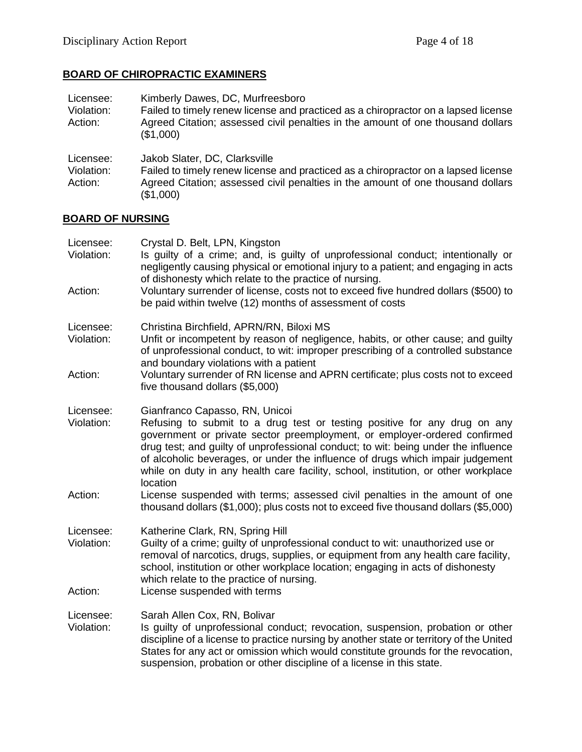## BOARD OF CHIROPRACTIC EXAMINERS

Licensee: Kimberly Dawes, DC, Murfreesboro
Violation: Failed to timely renew license and practiced as a chiropractor on a lapsed license
Action: Agreed Citation; assessed civil penalties in the amount of one thousand dollars ($1,000)

Licensee: Jakob Slater, DC, Clarksville
Violation: Failed to timely renew license and practiced as a chiropractor on a lapsed license
Action: Agreed Citation; assessed civil penalties in the amount of one thousand dollars ($1,000)

## BOARD OF NURSING

Licensee: Crystal D. Belt, LPN, Kingston
Violation: Is guilty of a crime; and, is guilty of unprofessional conduct; intentionally or negligently causing physical or emotional injury to a patient; and engaging in acts of dishonesty which relate to the practice of nursing.
Action: Voluntary surrender of license, costs not to exceed five hundred dollars ($500) to be paid within twelve (12) months of assessment of costs

Licensee: Christina Birchfield, APRN/RN, Biloxi MS
Violation: Unfit or incompetent by reason of negligence, habits, or other cause; and guilty of unprofessional conduct, to wit: improper prescribing of a controlled substance and boundary violations with a patient
Action: Voluntary surrender of RN license and APRN certificate; plus costs not to exceed five thousand dollars ($5,000)

Licensee: Gianfranco Capasso, RN, Unicoi
Violation: Refusing to submit to a drug test or testing positive for any drug on any government or private sector preemployment, or employer-ordered confirmed drug test; and guilty of unprofessional conduct; to wit: being under the influence of alcoholic beverages, or under the influence of drugs which impair judgement while on duty in any health care facility, school, institution, or other workplace location
Action: License suspended with terms; assessed civil penalties in the amount of one thousand dollars ($1,000); plus costs not to exceed five thousand dollars ($5,000)

Licensee: Katherine Clark, RN, Spring Hill
Violation: Guilty of a crime; guilty of unprofessional conduct to wit: unauthorized use or removal of narcotics, drugs, supplies, or equipment from any health care facility, school, institution or other workplace location; engaging in acts of dishonesty which relate to the practice of nursing.
Action: License suspended with terms

Licensee: Sarah Allen Cox, RN, Bolivar
Violation: Is guilty of unprofessional conduct; revocation, suspension, probation or other discipline of a license to practice nursing by another state or territory of the United States for any act or omission which would constitute grounds for the revocation, suspension, probation or other discipline of a license in this state.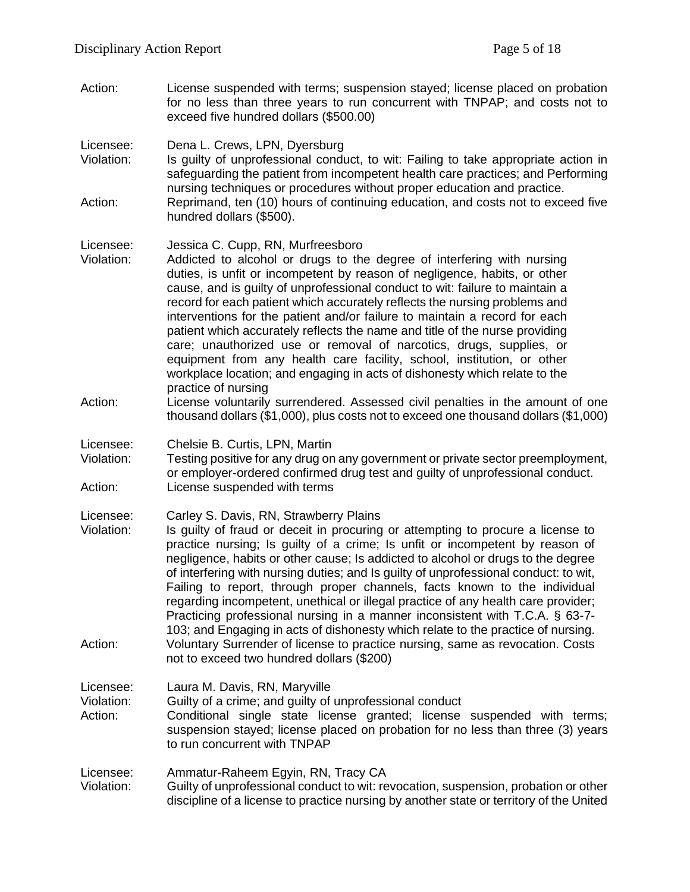Action: License suspended with terms; suspension stayed; license placed on probation for no less than three years to run concurrent with TNPAP; and costs not to exceed five hundred dollars ($500.00)

Licensee: Dena L. Crews, LPN, Dyersburg
Violation: Is guilty of unprofessional conduct, to wit: Failing to take appropriate action in safeguarding the patient from incompetent health care practices; and Performing nursing techniques or procedures without proper education and practice.
Action: Reprimand, ten (10) hours of continuing education, and costs not to exceed five hundred dollars ($500).

Licensee: Jessica C. Cupp, RN, Murfreesboro
Violation: Addicted to alcohol or drugs to the degree of interfering with nursing duties, is unfit or incompetent by reason of negligence, habits, or other cause, and is guilty of unprofessional conduct to wit: failure to maintain a record for each patient which accurately reflects the nursing problems and interventions for the patient and/or failure to maintain a record for each patient which accurately reflects the name and title of the nurse providing care; unauthorized use or removal of narcotics, drugs, supplies, or equipment from any health care facility, school, institution, or other workplace location; and engaging in acts of dishonesty which relate to the practice of nursing
Action: License voluntarily surrendered. Assessed civil penalties in the amount of one thousand dollars ($1,000), plus costs not to exceed one thousand dollars ($1,000)

Licensee: Chelsie B. Curtis, LPN, Martin
Violation: Testing positive for any drug on any government or private sector preemployment, or employer-ordered confirmed drug test and guilty of unprofessional conduct.
Action: License suspended with terms

Licensee: Carley S. Davis, RN, Strawberry Plains
Violation: Is guilty of fraud or deceit in procuring or attempting to procure a license to practice nursing; Is guilty of a crime; Is unfit or incompetent by reason of negligence, habits or other cause; Is addicted to alcohol or drugs to the degree of interfering with nursing duties; and Is guilty of unprofessional conduct: to wit, Failing to report, through proper channels, facts known to the individual regarding incompetent, unethical or illegal practice of any health care provider; Practicing professional nursing in a manner inconsistent with T.C.A. § 63-7-103; and Engaging in acts of dishonesty which relate to the practice of nursing.
Action: Voluntary Surrender of license to practice nursing, same as revocation. Costs not to exceed two hundred dollars ($200)

Licensee: Laura M. Davis, RN, Maryville
Violation: Guilty of a crime; and guilty of unprofessional conduct
Action: Conditional single state license granted; license suspended with terms; suspension stayed; license placed on probation for no less than three (3) years to run concurrent with TNPAP

Licensee: Ammatur-Raheem Egyin, RN, Tracy CA
Violation: Guilty of unprofessional conduct to wit: revocation, suspension, probation or other discipline of a license to practice nursing by another state or territory of the United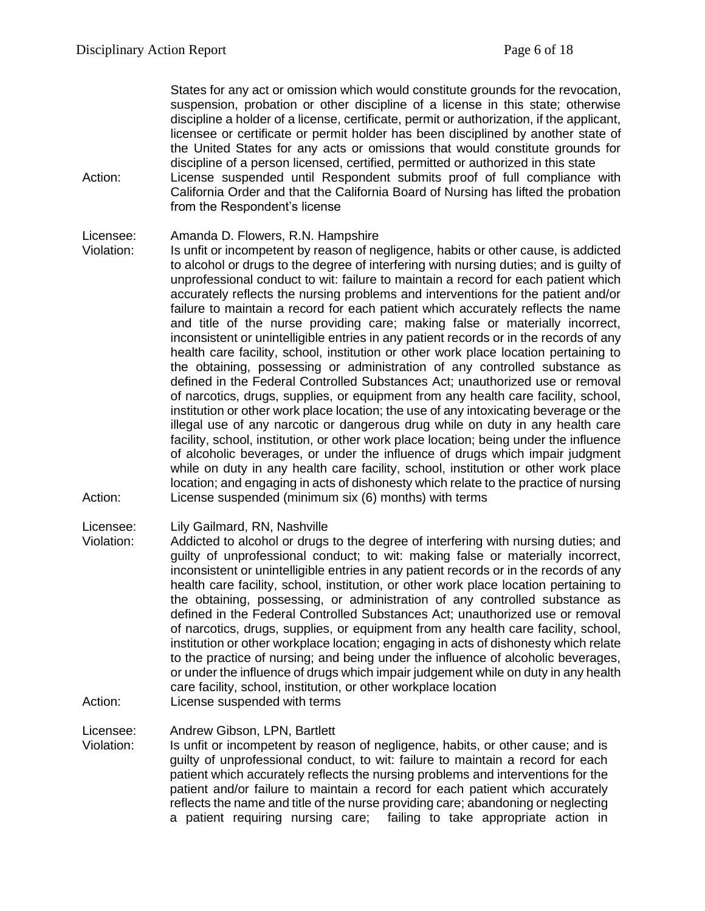States for any act or omission which would constitute grounds for the revocation, suspension, probation or other discipline of a license in this state; otherwise discipline a holder of a license, certificate, permit or authorization, if the applicant, licensee or certificate or permit holder has been disciplined by another state of the United States for any acts or omissions that would constitute grounds for discipline of a person licensed, certified, permitted or authorized in this state

Action: License suspended until Respondent submits proof of full compliance with California Order and that the California Board of Nursing has lifted the probation from the Respondent's license

Licensee: Amanda D. Flowers, R.N. Hampshire

Violation: Is unfit or incompetent by reason of negligence, habits or other cause, is addicted to alcohol or drugs to the degree of interfering with nursing duties; and is guilty of unprofessional conduct to wit: failure to maintain a record for each patient which accurately reflects the nursing problems and interventions for the patient and/or failure to maintain a record for each patient which accurately reflects the name and title of the nurse providing care; making false or materially incorrect, inconsistent or unintelligible entries in any patient records or in the records of any health care facility, school, institution or other work place location pertaining to the obtaining, possessing or administration of any controlled substance as defined in the Federal Controlled Substances Act; unauthorized use or removal of narcotics, drugs, supplies, or equipment from any health care facility, school, institution or other work place location; the use of any intoxicating beverage or the illegal use of any narcotic or dangerous drug while on duty in any health care facility, school, institution, or other work place location; being under the influence of alcoholic beverages, or under the influence of drugs which impair judgment while on duty in any health care facility, school, institution or other work place location; and engaging in acts of dishonesty which relate to the practice of nursing

Action: License suspended (minimum six (6) months) with terms

Licensee: Lily Gailmard, RN, Nashville

Violation: Addicted to alcohol or drugs to the degree of interfering with nursing duties; and guilty of unprofessional conduct; to wit: making false or materially incorrect, inconsistent or unintelligible entries in any patient records or in the records of any health care facility, school, institution, or other work place location pertaining to the obtaining, possessing, or administration of any controlled substance as defined in the Federal Controlled Substances Act; unauthorized use or removal of narcotics, drugs, supplies, or equipment from any health care facility, school, institution or other workplace location; engaging in acts of dishonesty which relate to the practice of nursing; and being under the influence of alcoholic beverages, or under the influence of drugs which impair judgement while on duty in any health care facility, school, institution, or other workplace location

Action: License suspended with terms

Licensee: Andrew Gibson, LPN, Bartlett

Violation: Is unfit or incompetent by reason of negligence, habits, or other cause; and is guilty of unprofessional conduct, to wit: failure to maintain a record for each patient which accurately reflects the nursing problems and interventions for the patient and/or failure to maintain a record for each patient which accurately reflects the name and title of the nurse providing care; abandoning or neglecting a patient requiring nursing care; failing to take appropriate action in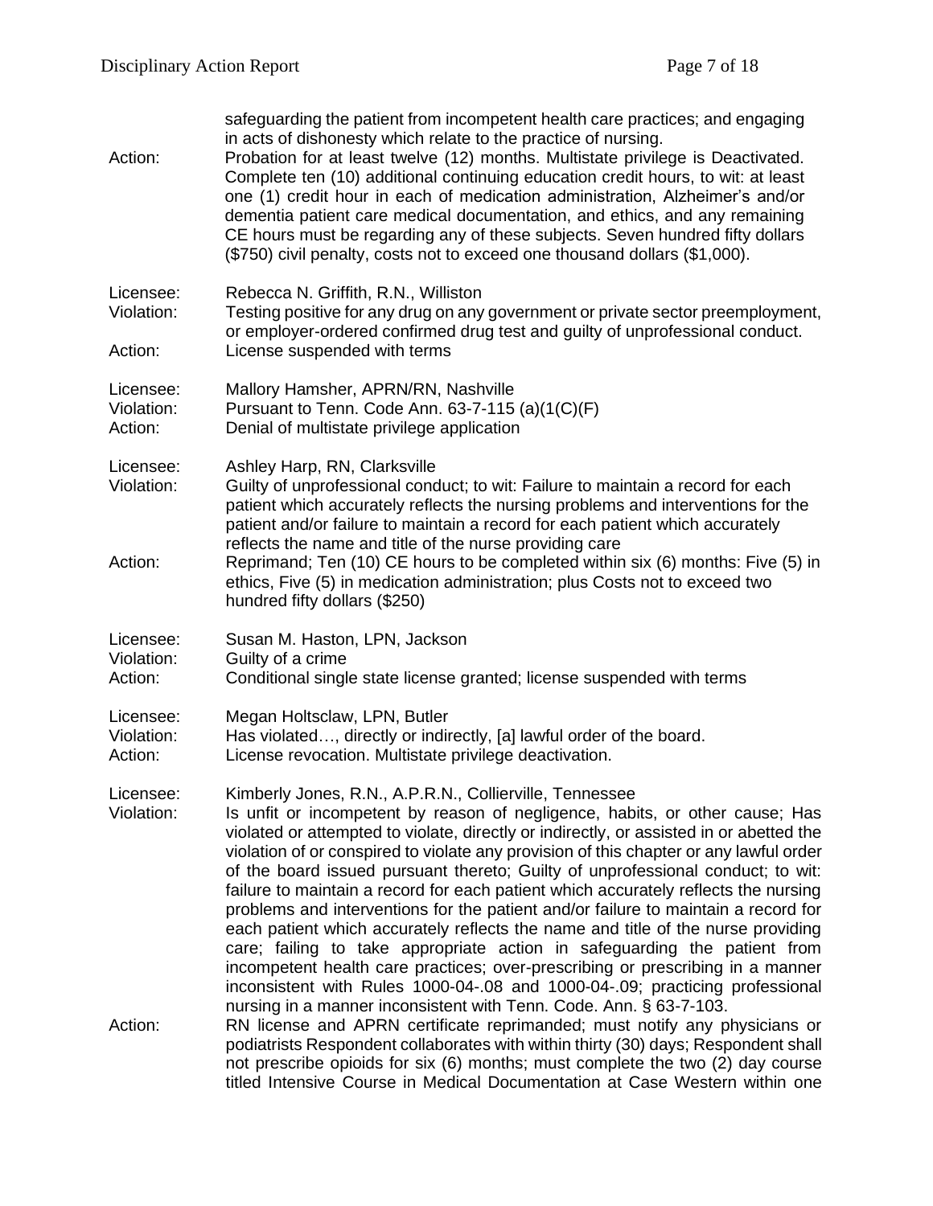safeguarding the patient from incompetent health care practices; and engaging in acts of dishonesty which relate to the practice of nursing.

Action: Probation for at least twelve (12) months. Multistate privilege is Deactivated. Complete ten (10) additional continuing education credit hours, to wit: at least one (1) credit hour in each of medication administration, Alzheimer's and/or dementia patient care medical documentation, and ethics, and any remaining CE hours must be regarding any of these subjects. Seven hundred fifty dollars ($750) civil penalty, costs not to exceed one thousand dollars ($1,000).

Licensee: Rebecca N. Griffith, R.N., Williston
Violation: Testing positive for any drug on any government or private sector preemployment, or employer-ordered confirmed drug test and guilty of unprofessional conduct.
Action: License suspended with terms

Licensee: Mallory Hamsher, APRN/RN, Nashville
Violation: Pursuant to Tenn. Code Ann. 63-7-115 (a)(1(C)(F)
Action: Denial of multistate privilege application

Licensee: Ashley Harp, RN, Clarksville
Violation: Guilty of unprofessional conduct; to wit: Failure to maintain a record for each patient which accurately reflects the nursing problems and interventions for the patient and/or failure to maintain a record for each patient which accurately reflects the name and title of the nurse providing care
Action: Reprimand; Ten (10) CE hours to be completed within six (6) months: Five (5) in ethics, Five (5) in medication administration; plus Costs not to exceed two hundred fifty dollars ($250)

Licensee: Susan M. Haston, LPN, Jackson
Violation: Guilty of a crime
Action: Conditional single state license granted; license suspended with terms

Licensee: Megan Holtsclaw, LPN, Butler
Violation: Has violated…, directly or indirectly, [a] lawful order of the board.
Action: License revocation. Multistate privilege deactivation.

Licensee: Kimberly Jones, R.N., A.P.R.N., Collierville, Tennessee
Violation: Is unfit or incompetent by reason of negligence, habits, or other cause; Has violated or attempted to violate, directly or indirectly, or assisted in or abetted the violation of or conspired to violate any provision of this chapter or any lawful order of the board issued pursuant thereto; Guilty of unprofessional conduct; to wit: failure to maintain a record for each patient which accurately reflects the nursing problems and interventions for the patient and/or failure to maintain a record for each patient which accurately reflects the name and title of the nurse providing care; failing to take appropriate action in safeguarding the patient from incompetent health care practices; over-prescribing or prescribing in a manner inconsistent with Rules 1000-04-.08 and 1000-04-.09; practicing professional nursing in a manner inconsistent with Tenn. Code. Ann. § 63-7-103.
Action: RN license and APRN certificate reprimanded; must notify any physicians or podiatrists Respondent collaborates with within thirty (30) days; Respondent shall not prescribe opioids for six (6) months; must complete the two (2) day course titled Intensive Course in Medical Documentation at Case Western within one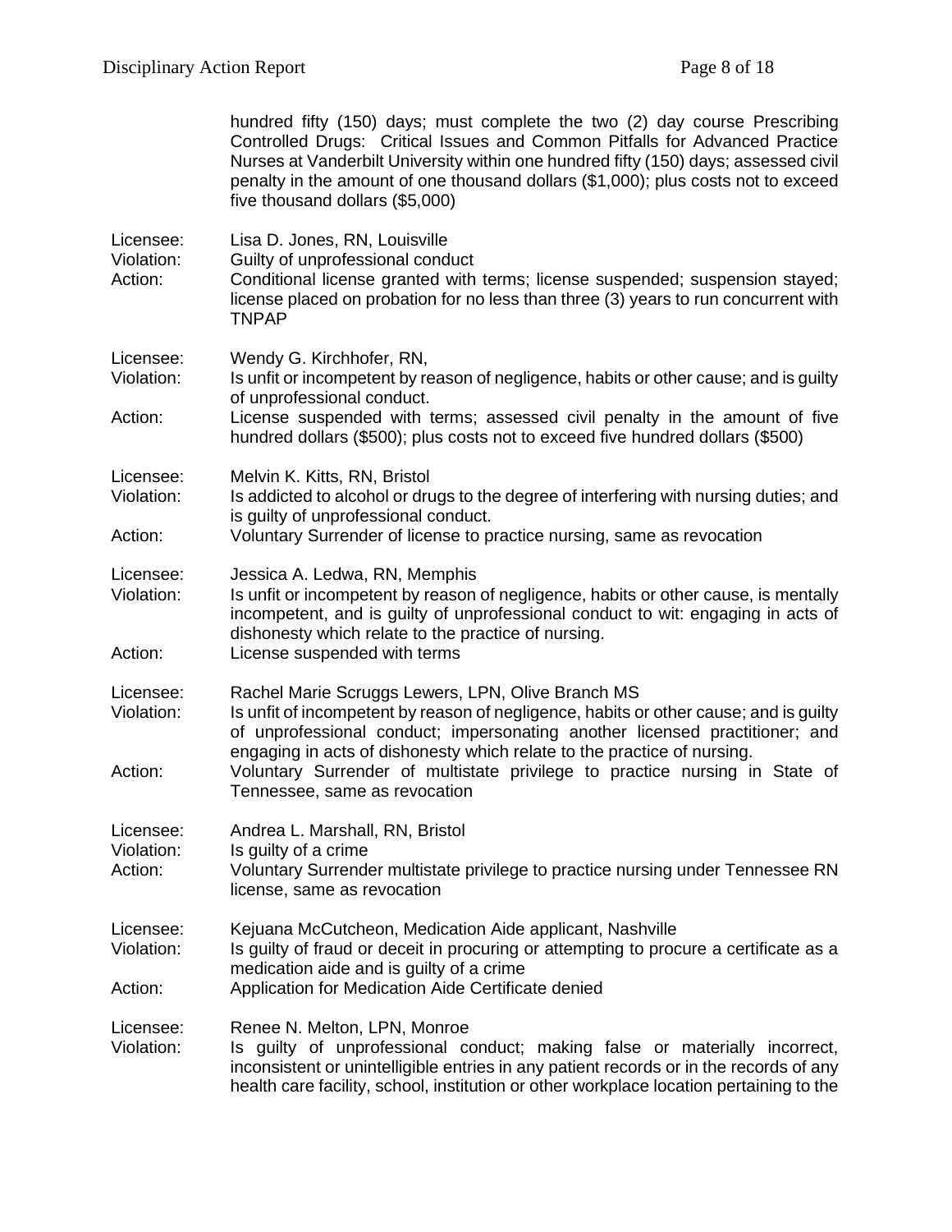hundred fifty (150) days; must complete the two (2) day course Prescribing Controlled Drugs: Critical Issues and Common Pitfalls for Advanced Practice Nurses at Vanderbilt University within one hundred fifty (150) days; assessed civil penalty in the amount of one thousand dollars ($1,000); plus costs not to exceed five thousand dollars ($5,000)

Licensee: Lisa D. Jones, RN, Louisville
Violation: Guilty of unprofessional conduct
Action: Conditional license granted with terms; license suspended; suspension stayed; license placed on probation for no less than three (3) years to run concurrent with TNPAP

Licensee: Wendy G. Kirchhofer, RN,
Violation: Is unfit or incompetent by reason of negligence, habits or other cause; and is guilty of unprofessional conduct.
Action: License suspended with terms; assessed civil penalty in the amount of five hundred dollars ($500); plus costs not to exceed five hundred dollars ($500)

Licensee: Melvin K. Kitts, RN, Bristol
Violation: Is addicted to alcohol or drugs to the degree of interfering with nursing duties; and is guilty of unprofessional conduct.
Action: Voluntary Surrender of license to practice nursing, same as revocation

Licensee: Jessica A. Ledwa, RN, Memphis
Violation: Is unfit or incompetent by reason of negligence, habits or other cause, is mentally incompetent, and is guilty of unprofessional conduct to wit: engaging in acts of dishonesty which relate to the practice of nursing.
Action: License suspended with terms

Licensee: Rachel Marie Scruggs Lewers, LPN, Olive Branch MS
Violation: Is unfit of incompetent by reason of negligence, habits or other cause; and is guilty of unprofessional conduct; impersonating another licensed practitioner; and engaging in acts of dishonesty which relate to the practice of nursing.
Action: Voluntary Surrender of multistate privilege to practice nursing in State of Tennessee, same as revocation

Licensee: Andrea L. Marshall, RN, Bristol
Violation: Is guilty of a crime
Action: Voluntary Surrender multistate privilege to practice nursing under Tennessee RN license, same as revocation

Licensee: Kejuana McCutcheon, Medication Aide applicant, Nashville
Violation: Is guilty of fraud or deceit in procuring or attempting to procure a certificate as a medication aide and is guilty of a crime
Action: Application for Medication Aide Certificate denied

Licensee: Renee N. Melton, LPN, Monroe
Violation: Is guilty of unprofessional conduct; making false or materially incorrect, inconsistent or unintelligible entries in any patient records or in the records of any health care facility, school, institution or other workplace location pertaining to the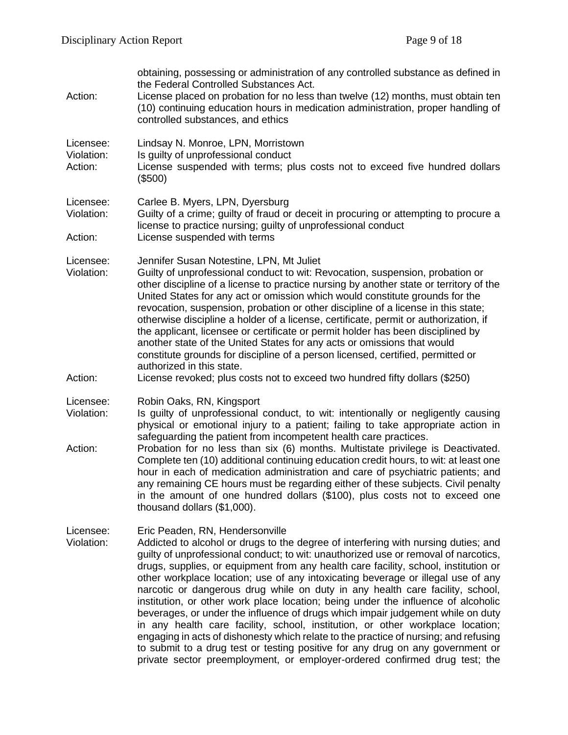obtaining, possessing or administration of any controlled substance as defined in the Federal Controlled Substances Act.

Action: License placed on probation for no less than twelve (12) months, must obtain ten (10) continuing education hours in medication administration, proper handling of controlled substances, and ethics

Licensee: Lindsay N. Monroe, LPN, Morristown
Violation: Is guilty of unprofessional conduct
Action: License suspended with terms; plus costs not to exceed five hundred dollars ($500)

Licensee: Carlee B. Myers, LPN, Dyersburg
Violation: Guilty of a crime; guilty of fraud or deceit in procuring or attempting to procure a license to practice nursing; guilty of unprofessional conduct
Action: License suspended with terms

Licensee: Jennifer Susan Notestine, LPN, Mt Juliet
Violation: Guilty of unprofessional conduct to wit: Revocation, suspension, probation or other discipline of a license to practice nursing by another state or territory of the United States for any act or omission which would constitute grounds for the revocation, suspension, probation or other discipline of a license in this state; otherwise discipline a holder of a license, certificate, permit or authorization, if the applicant, licensee or certificate or permit holder has been disciplined by another state of the United States for any acts or omissions that would constitute grounds for discipline of a person licensed, certified, permitted or authorized in this state.
Action: License revoked; plus costs not to exceed two hundred fifty dollars ($250)

Licensee: Robin Oaks, RN, Kingsport
Violation: Is guilty of unprofessional conduct, to wit: intentionally or negligently causing physical or emotional injury to a patient; failing to take appropriate action in safeguarding the patient from incompetent health care practices.
Action: Probation for no less than six (6) months. Multistate privilege is Deactivated. Complete ten (10) additional continuing education credit hours, to wit: at least one hour in each of medication administration and care of psychiatric patients; and any remaining CE hours must be regarding either of these subjects. Civil penalty in the amount of one hundred dollars ($100), plus costs not to exceed one thousand dollars ($1,000).

Licensee: Eric Peaden, RN, Hendersonville
Violation: Addicted to alcohol or drugs to the degree of interfering with nursing duties; and guilty of unprofessional conduct; to wit: unauthorized use or removal of narcotics, drugs, supplies, or equipment from any health care facility, school, institution or other workplace location; use of any intoxicating beverage or illegal use of any narcotic or dangerous drug while on duty in any health care facility, school, institution, or other work place location; being under the influence of alcoholic beverages, or under the influence of drugs which impair judgement while on duty in any health care facility, school, institution, or other workplace location; engaging in acts of dishonesty which relate to the practice of nursing; and refusing to submit to a drug test or testing positive for any drug on any government or private sector preemployment, or employer-ordered confirmed drug test; the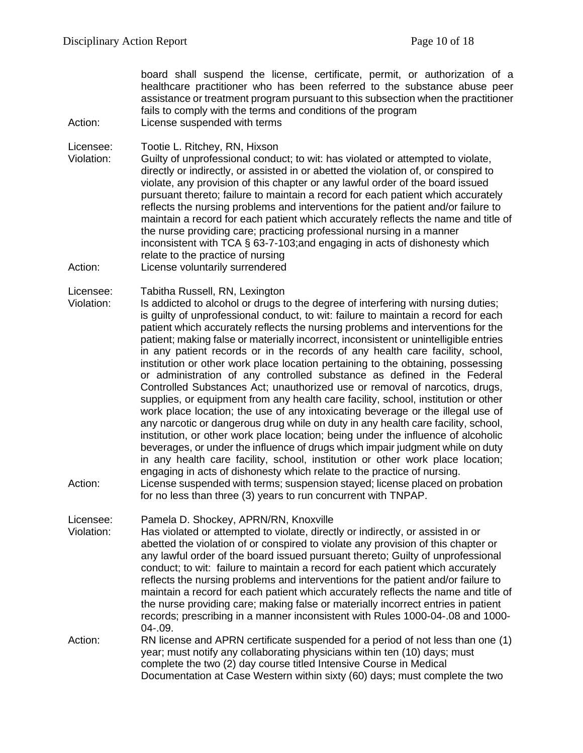board shall suspend the license, certificate, permit, or authorization of a healthcare practitioner who has been referred to the substance abuse peer assistance or treatment program pursuant to this subsection when the practitioner fails to comply with the terms and conditions of the program

Action: License suspended with terms

Licensee: Tootie L. Ritchey, RN, Hixson

Violation: Guilty of unprofessional conduct; to wit: has violated or attempted to violate, directly or indirectly, or assisted in or abetted the violation of, or conspired to violate, any provision of this chapter or any lawful order of the board issued pursuant thereto; failure to maintain a record for each patient which accurately reflects the nursing problems and interventions for the patient and/or failure to maintain a record for each patient which accurately reflects the name and title of the nurse providing care; practicing professional nursing in a manner inconsistent with TCA § 63-7-103;and engaging in acts of dishonesty which relate to the practice of nursing

Action: License voluntarily surrendered

Licensee: Tabitha Russell, RN, Lexington

Violation: Is addicted to alcohol or drugs to the degree of interfering with nursing duties; is guilty of unprofessional conduct, to wit: failure to maintain a record for each patient which accurately reflects the nursing problems and interventions for the patient; making false or materially incorrect, inconsistent or unintelligible entries in any patient records or in the records of any health care facility, school, institution or other work place location pertaining to the obtaining, possessing or administration of any controlled substance as defined in the Federal Controlled Substances Act; unauthorized use or removal of narcotics, drugs, supplies, or equipment from any health care facility, school, institution or other work place location; the use of any intoxicating beverage or the illegal use of any narcotic or dangerous drug while on duty in any health care facility, school, institution, or other work place location; being under the influence of alcoholic beverages, or under the influence of drugs which impair judgment while on duty in any health care facility, school, institution or other work place location; engaging in acts of dishonesty which relate to the practice of nursing.

Action: License suspended with terms; suspension stayed; license placed on probation for no less than three (3) years to run concurrent with TNPAP.

Licensee: Pamela D. Shockey, APRN/RN, Knoxville

Violation: Has violated or attempted to violate, directly or indirectly, or assisted in or abetted the violation of or conspired to violate any provision of this chapter or any lawful order of the board issued pursuant thereto; Guilty of unprofessional conduct; to wit: failure to maintain a record for each patient which accurately reflects the nursing problems and interventions for the patient and/or failure to maintain a record for each patient which accurately reflects the name and title of the nurse providing care; making false or materially incorrect entries in patient records; prescribing in a manner inconsistent with Rules 1000-04-.08 and 1000-04-.09.

Action: RN license and APRN certificate suspended for a period of not less than one (1) year; must notify any collaborating physicians within ten (10) days; must complete the two (2) day course titled Intensive Course in Medical Documentation at Case Western within sixty (60) days; must complete the two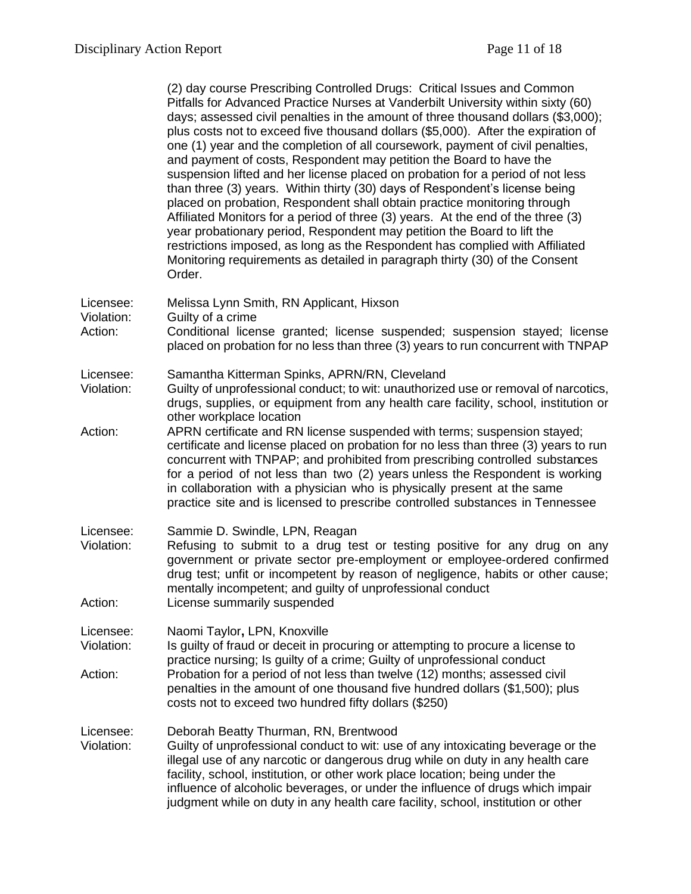(2) day course Prescribing Controlled Drugs: Critical Issues and Common Pitfalls for Advanced Practice Nurses at Vanderbilt University within sixty (60) days; assessed civil penalties in the amount of three thousand dollars ($3,000); plus costs not to exceed five thousand dollars ($5,000). After the expiration of one (1) year and the completion of all coursework, payment of civil penalties, and payment of costs, Respondent may petition the Board to have the suspension lifted and her license placed on probation for a period of not less than three (3) years. Within thirty (30) days of Respondent's license being placed on probation, Respondent shall obtain practice monitoring through Affiliated Monitors for a period of three (3) years. At the end of the three (3) year probationary period, Respondent may petition the Board to lift the restrictions imposed, as long as the Respondent has complied with Affiliated Monitoring requirements as detailed in paragraph thirty (30) of the Consent Order.

Licensee: Melissa Lynn Smith, RN Applicant, Hixson
Violation: Guilty of a crime
Action: Conditional license granted; license suspended; suspension stayed; license placed on probation for no less than three (3) years to run concurrent with TNPAP

Licensee: Samantha Kitterman Spinks, APRN/RN, Cleveland
Violation: Guilty of unprofessional conduct; to wit: unauthorized use or removal of narcotics, drugs, supplies, or equipment from any health care facility, school, institution or other workplace location
Action: APRN certificate and RN license suspended with terms; suspension stayed; certificate and license placed on probation for no less than three (3) years to run concurrent with TNPAP; and prohibited from prescribing controlled substances for a period of not less than two (2) years unless the Respondent is working in collaboration with a physician who is physically present at the same practice site and is licensed to prescribe controlled substances in Tennessee

Licensee: Sammie D. Swindle, LPN, Reagan
Violation: Refusing to submit to a drug test or testing positive for any drug on any government or private sector pre-employment or employee-ordered confirmed drug test; unfit or incompetent by reason of negligence, habits or other cause; mentally incompetent; and guilty of unprofessional conduct
Action: License summarily suspended

Licensee: Naomi Taylor**,** LPN, Knoxville
Violation: Is guilty of fraud or deceit in procuring or attempting to procure a license to practice nursing; Is guilty of a crime; Guilty of unprofessional conduct
Action: Probation for a period of not less than twelve (12) months; assessed civil penalties in the amount of one thousand five hundred dollars ($1,500); plus costs not to exceed two hundred fifty dollars ($250)

Licensee: Deborah Beatty Thurman, RN, Brentwood
Violation: Guilty of unprofessional conduct to wit: use of any intoxicating beverage or the illegal use of any narcotic or dangerous drug while on duty in any health care facility, school, institution, or other work place location; being under the influence of alcoholic beverages, or under the influence of drugs which impair judgment while on duty in any health care facility, school, institution or other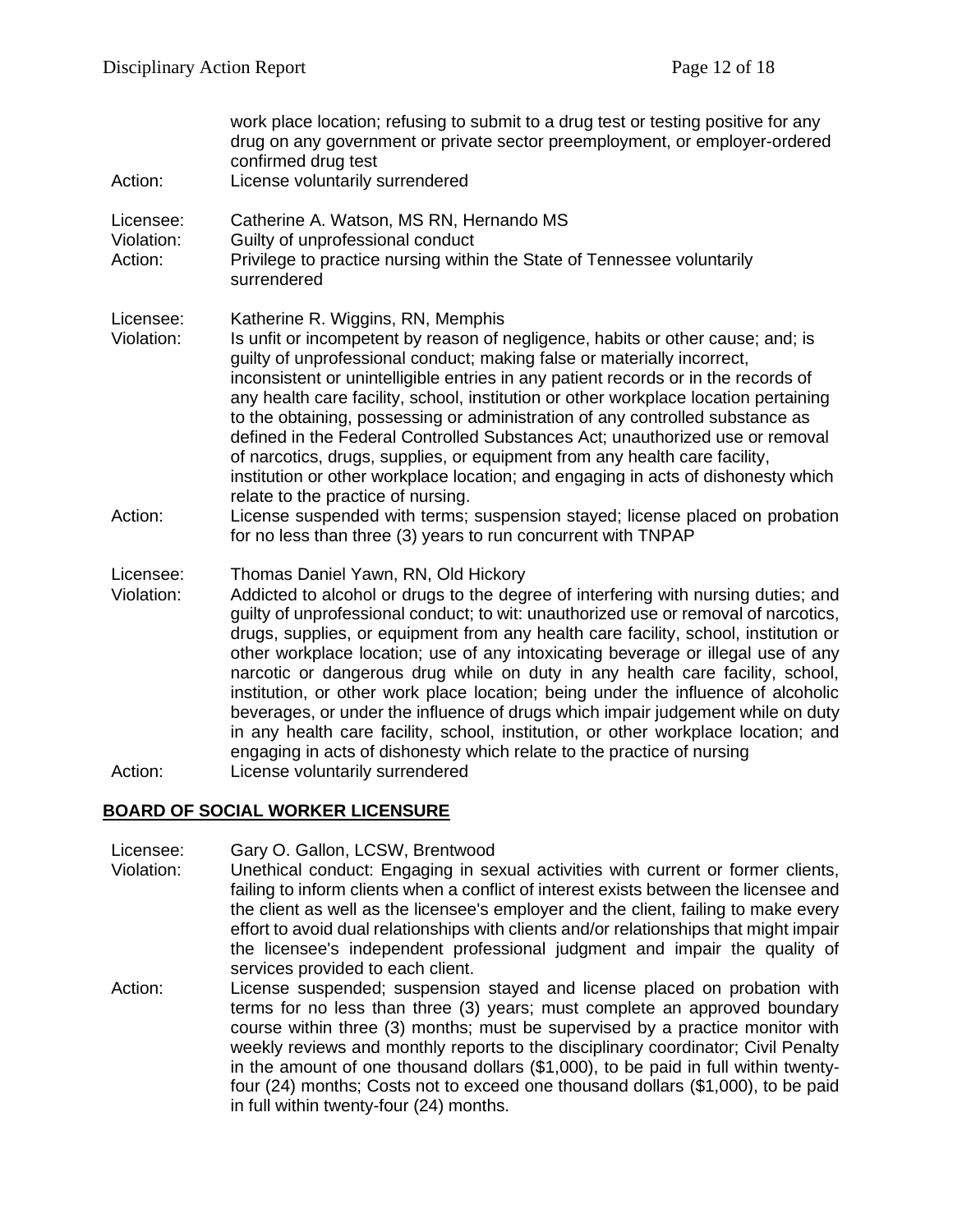work place location; refusing to submit to a drug test or testing positive for any drug on any government or private sector preemployment, or employer-ordered confirmed drug test

Action: License voluntarily surrendered

Licensee: Catherine A. Watson, MS RN, Hernando MS
Violation: Guilty of unprofessional conduct
Action: Privilege to practice nursing within the State of Tennessee voluntarily surrendered

Licensee: Katherine R. Wiggins, RN, Memphis
Violation: Is unfit or incompetent by reason of negligence, habits or other cause; and; is guilty of unprofessional conduct; making false or materially incorrect, inconsistent or unintelligible entries in any patient records or in the records of any health care facility, school, institution or other workplace location pertaining to the obtaining, possessing or administration of any controlled substance as defined in the Federal Controlled Substances Act; unauthorized use or removal of narcotics, drugs, supplies, or equipment from any health care facility, institution or other workplace location; and engaging in acts of dishonesty which relate to the practice of nursing.
Action: License suspended with terms; suspension stayed; license placed on probation for no less than three (3) years to run concurrent with TNPAP

Licensee: Thomas Daniel Yawn, RN, Old Hickory
Violation: Addicted to alcohol or drugs to the degree of interfering with nursing duties; and guilty of unprofessional conduct; to wit: unauthorized use or removal of narcotics, drugs, supplies, or equipment from any health care facility, school, institution or other workplace location; use of any intoxicating beverage or illegal use of any narcotic or dangerous drug while on duty in any health care facility, school, institution, or other work place location; being under the influence of alcoholic beverages, or under the influence of drugs which impair judgement while on duty in any health care facility, school, institution, or other workplace location; and engaging in acts of dishonesty which relate to the practice of nursing
Action: License voluntarily surrendered

## BOARD OF SOCIAL WORKER LICENSURE

Licensee: Gary O. Gallon, LCSW, Brentwood
Violation: Unethical conduct: Engaging in sexual activities with current or former clients, failing to inform clients when a conflict of interest exists between the licensee and the client as well as the licensee's employer and the client, failing to make every effort to avoid dual relationships with clients and/or relationships that might impair the licensee's independent professional judgment and impair the quality of services provided to each client.
Action: License suspended; suspension stayed and license placed on probation with terms for no less than three (3) years; must complete an approved boundary course within three (3) months; must be supervised by a practice monitor with weekly reviews and monthly reports to the disciplinary coordinator; Civil Penalty in the amount of one thousand dollars ($1,000), to be paid in full within twenty-four (24) months; Costs not to exceed one thousand dollars ($1,000), to be paid in full within twenty-four (24) months.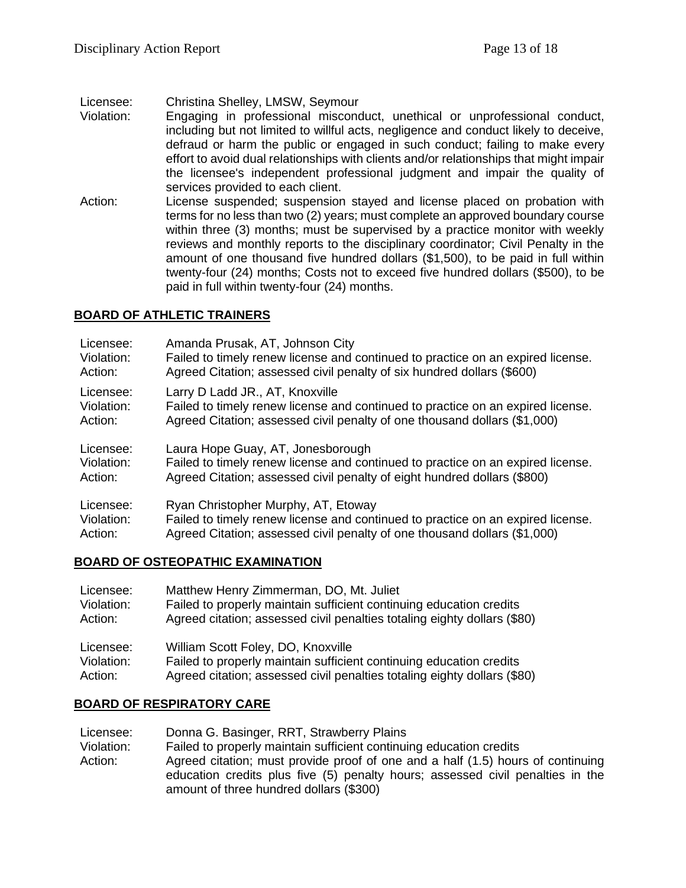Licensee: Christina Shelley, LMSW, Seymour
Violation: Engaging in professional misconduct, unethical or unprofessional conduct, including but not limited to willful acts, negligence and conduct likely to deceive, defraud or harm the public or engaged in such conduct; failing to make every effort to avoid dual relationships with clients and/or relationships that might impair the licensee's independent professional judgment and impair the quality of services provided to each client.
Action: License suspended; suspension stayed and license placed on probation with terms for no less than two (2) years; must complete an approved boundary course within three (3) months; must be supervised by a practice monitor with weekly reviews and monthly reports to the disciplinary coordinator; Civil Penalty in the amount of one thousand five hundred dollars ($1,500), to be paid in full within twenty-four (24) months; Costs not to exceed five hundred dollars ($500), to be paid in full within twenty-four (24) months.

## BOARD OF ATHLETIC TRAINERS

Licensee: Amanda Prusak, AT, Johnson City
Violation: Failed to timely renew license and continued to practice on an expired license.
Action: Agreed Citation; assessed civil penalty of six hundred dollars ($600)

Licensee: Larry D Ladd JR., AT, Knoxville
Violation: Failed to timely renew license and continued to practice on an expired license.
Action: Agreed Citation; assessed civil penalty of one thousand dollars ($1,000)

Licensee: Laura Hope Guay, AT, Jonesborough
Violation: Failed to timely renew license and continued to practice on an expired license.
Action: Agreed Citation; assessed civil penalty of eight hundred dollars ($800)

Licensee: Ryan Christopher Murphy, AT, Etoway
Violation: Failed to timely renew license and continued to practice on an expired license.
Action: Agreed Citation; assessed civil penalty of one thousand dollars ($1,000)

## BOARD OF OSTEOPATHIC EXAMINATION

Licensee: Matthew Henry Zimmerman, DO, Mt. Juliet
Violation: Failed to properly maintain sufficient continuing education credits
Action: Agreed citation; assessed civil penalties totaling eighty dollars ($80)

Licensee: William Scott Foley, DO, Knoxville
Violation: Failed to properly maintain sufficient continuing education credits
Action: Agreed citation; assessed civil penalties totaling eighty dollars ($80)

## BOARD OF RESPIRATORY CARE

Licensee: Donna G. Basinger, RRT, Strawberry Plains
Violation: Failed to properly maintain sufficient continuing education credits
Action: Agreed citation; must provide proof of one and a half (1.5) hours of continuing education credits plus five (5) penalty hours; assessed civil penalties in the amount of three hundred dollars ($300)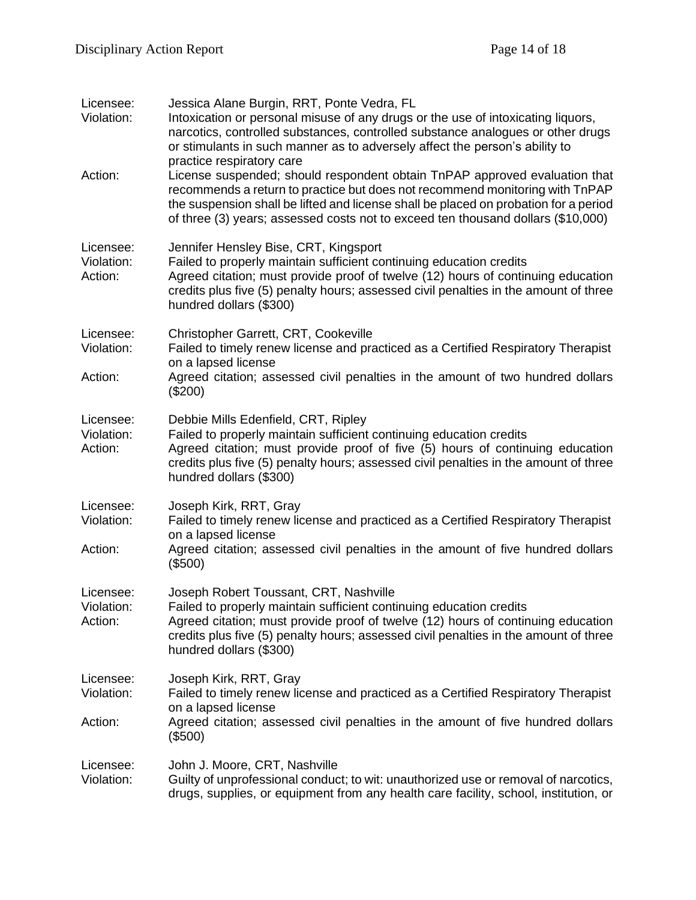Licensee: Jessica Alane Burgin, RRT, Ponte Vedra, FL
Violation: Intoxication or personal misuse of any drugs or the use of intoxicating liquors, narcotics, controlled substances, controlled substance analogues or other drugs or stimulants in such manner as to adversely affect the person's ability to practice respiratory care
Action: License suspended; should respondent obtain TnPAP approved evaluation that recommends a return to practice but does not recommend monitoring with TnPAP the suspension shall be lifted and license shall be placed on probation for a period of three (3) years; assessed costs not to exceed ten thousand dollars ($10,000)

Licensee: Jennifer Hensley Bise, CRT, Kingsport
Violation: Failed to properly maintain sufficient continuing education credits
Action: Agreed citation; must provide proof of twelve (12) hours of continuing education credits plus five (5) penalty hours; assessed civil penalties in the amount of three hundred dollars ($300)

Licensee: Christopher Garrett, CRT, Cookeville
Violation: Failed to timely renew license and practiced as a Certified Respiratory Therapist on a lapsed license
Action: Agreed citation; assessed civil penalties in the amount of two hundred dollars ($200)

Licensee: Debbie Mills Edenfield, CRT, Ripley
Violation: Failed to properly maintain sufficient continuing education credits
Action: Agreed citation; must provide proof of five (5) hours of continuing education credits plus five (5) penalty hours; assessed civil penalties in the amount of three hundred dollars ($300)

Licensee: Joseph Kirk, RRT, Gray
Violation: Failed to timely renew license and practiced as a Certified Respiratory Therapist on a lapsed license
Action: Agreed citation; assessed civil penalties in the amount of five hundred dollars ($500)

Licensee: Joseph Robert Toussant, CRT, Nashville
Violation: Failed to properly maintain sufficient continuing education credits
Action: Agreed citation; must provide proof of twelve (12) hours of continuing education credits plus five (5) penalty hours; assessed civil penalties in the amount of three hundred dollars ($300)

Licensee: Joseph Kirk, RRT, Gray
Violation: Failed to timely renew license and practiced as a Certified Respiratory Therapist on a lapsed license
Action: Agreed citation; assessed civil penalties in the amount of five hundred dollars ($500)

Licensee: John J. Moore, CRT, Nashville
Violation: Guilty of unprofessional conduct; to wit: unauthorized use or removal of narcotics, drugs, supplies, or equipment from any health care facility, school, institution, or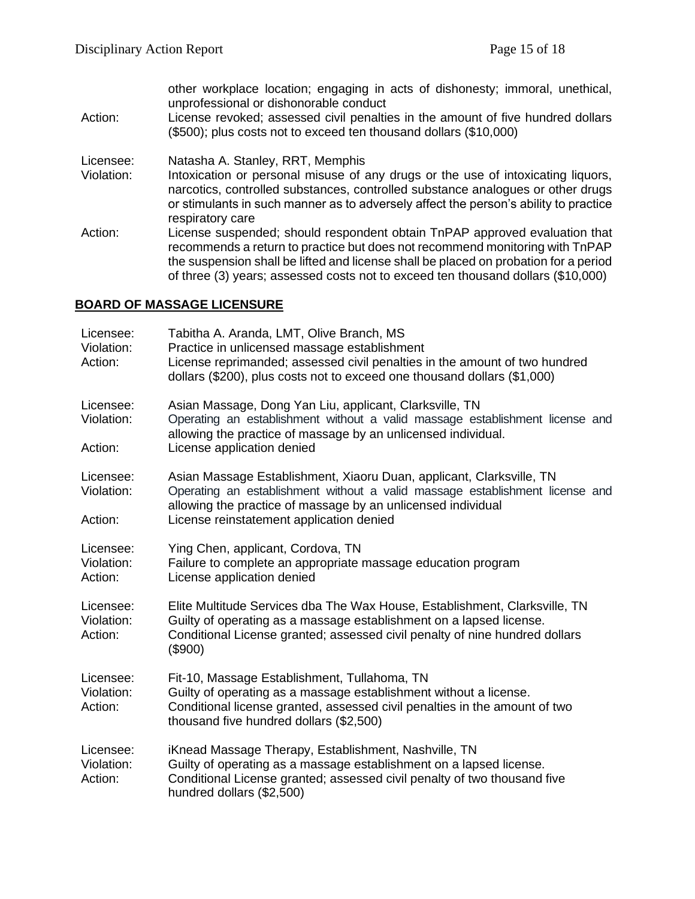other workplace location; engaging in acts of dishonesty; immoral, unethical, unprofessional or dishonorable conduct

Action: License revoked; assessed civil penalties in the amount of five hundred dollars ($500); plus costs not to exceed ten thousand dollars ($10,000)

Licensee: Natasha A. Stanley, RRT, Memphis
Violation: Intoxication or personal misuse of any drugs or the use of intoxicating liquors, narcotics, controlled substances, controlled substance analogues or other drugs or stimulants in such manner as to adversely affect the person's ability to practice respiratory care
Action: License suspended; should respondent obtain TnPAP approved evaluation that recommends a return to practice but does not recommend monitoring with TnPAP the suspension shall be lifted and license shall be placed on probation for a period of three (3) years; assessed costs not to exceed ten thousand dollars ($10,000)

## BOARD OF MASSAGE LICENSURE

Licensee: Tabitha A. Aranda, LMT, Olive Branch, MS
Violation: Practice in unlicensed massage establishment
Action: License reprimanded; assessed civil penalties in the amount of two hundred dollars ($200), plus costs not to exceed one thousand dollars ($1,000)

Licensee: Asian Massage, Dong Yan Liu, applicant, Clarksville, TN
Violation: Operating an establishment without a valid massage establishment license and allowing the practice of massage by an unlicensed individual.
Action: License application denied

Licensee: Asian Massage Establishment, Xiaoru Duan, applicant, Clarksville, TN
Violation: Operating an establishment without a valid massage establishment license and allowing the practice of massage by an unlicensed individual
Action: License reinstatement application denied

Licensee: Ying Chen, applicant, Cordova, TN
Violation: Failure to complete an appropriate massage education program
Action: License application denied

Licensee: Elite Multitude Services dba The Wax House, Establishment, Clarksville, TN
Violation: Guilty of operating as a massage establishment on a lapsed license.
Action: Conditional License granted; assessed civil penalty of nine hundred dollars ($900)

Licensee: Fit-10, Massage Establishment, Tullahoma, TN
Violation: Guilty of operating as a massage establishment without a license.
Action: Conditional license granted, assessed civil penalties in the amount of two thousand five hundred dollars ($2,500)

Licensee: iKnead Massage Therapy, Establishment, Nashville, TN
Violation: Guilty of operating as a massage establishment on a lapsed license.
Action: Conditional License granted; assessed civil penalty of two thousand five hundred dollars ($2,500)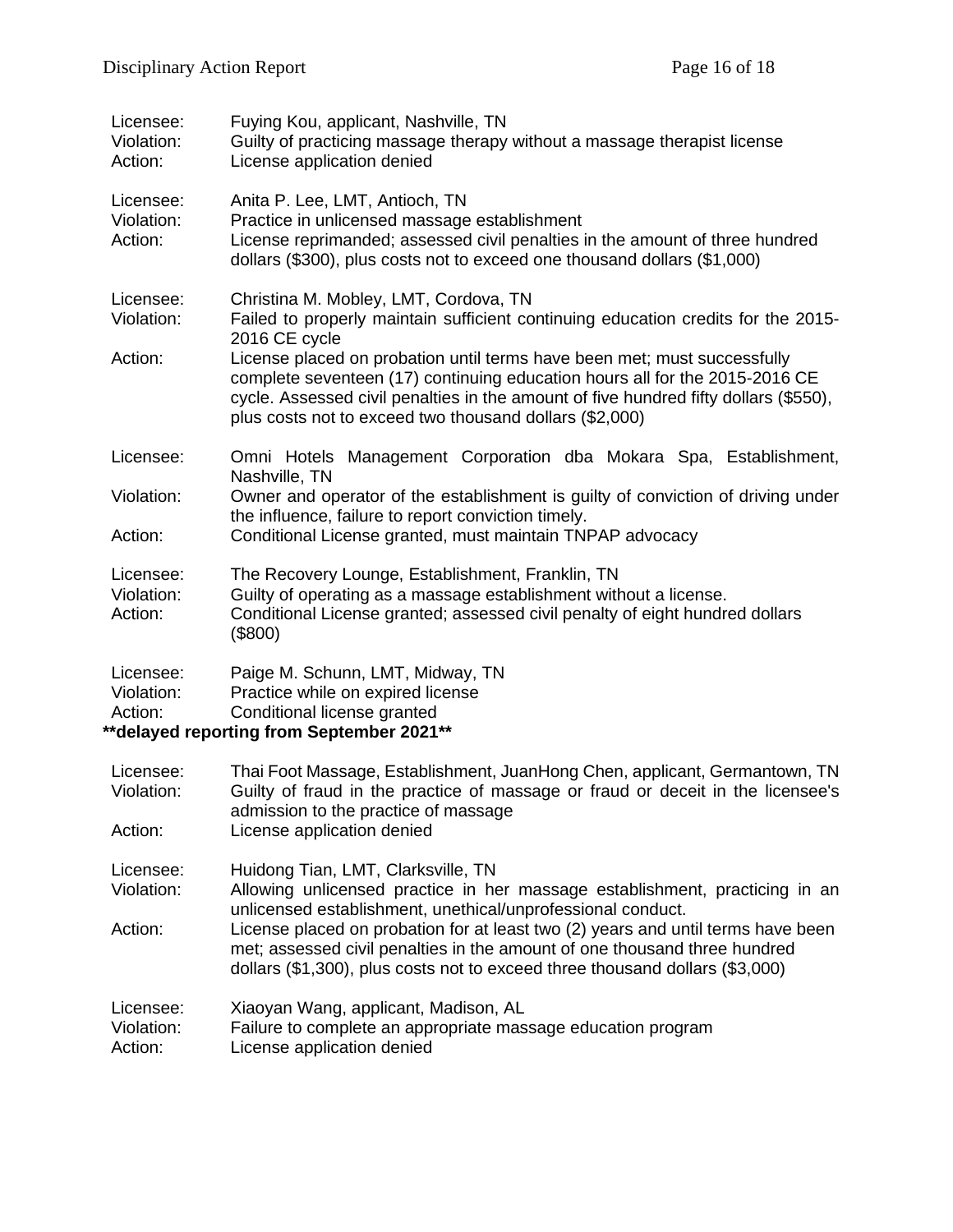Licensee: Fuying Kou, applicant, Nashville, TN
Violation: Guilty of practicing massage therapy without a massage therapist license
Action: License application denied

Licensee: Anita P. Lee, LMT, Antioch, TN
Violation: Practice in unlicensed massage establishment
Action: License reprimanded; assessed civil penalties in the amount of three hundred dollars ($300), plus costs not to exceed one thousand dollars ($1,000)

Licensee: Christina M. Mobley, LMT, Cordova, TN
Violation: Failed to properly maintain sufficient continuing education credits for the 2015-2016 CE cycle
Action: License placed on probation until terms have been met; must successfully complete seventeen (17) continuing education hours all for the 2015-2016 CE cycle. Assessed civil penalties in the amount of five hundred fifty dollars ($550), plus costs not to exceed two thousand dollars ($2,000)

Licensee: Omni Hotels Management Corporation dba Mokara Spa, Establishment, Nashville, TN
Violation: Owner and operator of the establishment is guilty of conviction of driving under the influence, failure to report conviction timely.
Action: Conditional License granted, must maintain TNPAP advocacy

Licensee: The Recovery Lounge, Establishment, Franklin, TN
Violation: Guilty of operating as a massage establishment without a license.
Action: Conditional License granted; assessed civil penalty of eight hundred dollars ($800)

Licensee: Paige M. Schunn, LMT, Midway, TN
Violation: Practice while on expired license
Action: Conditional license granted

**delayed reporting from September 2021**

Licensee: Thai Foot Massage, Establishment, JuanHong Chen, applicant, Germantown, TN
Violation: Guilty of fraud in the practice of massage or fraud or deceit in the licensee's admission to the practice of massage
Action: License application denied

Licensee: Huidong Tian, LMT, Clarksville, TN
Violation: Allowing unlicensed practice in her massage establishment, practicing in an unlicensed establishment, unethical/unprofessional conduct.
Action: License placed on probation for at least two (2) years and until terms have been met; assessed civil penalties in the amount of one thousand three hundred dollars ($1,300), plus costs not to exceed three thousand dollars ($3,000)

Licensee: Xiaoyan Wang, applicant, Madison, AL
Violation: Failure to complete an appropriate massage education program
Action: License application denied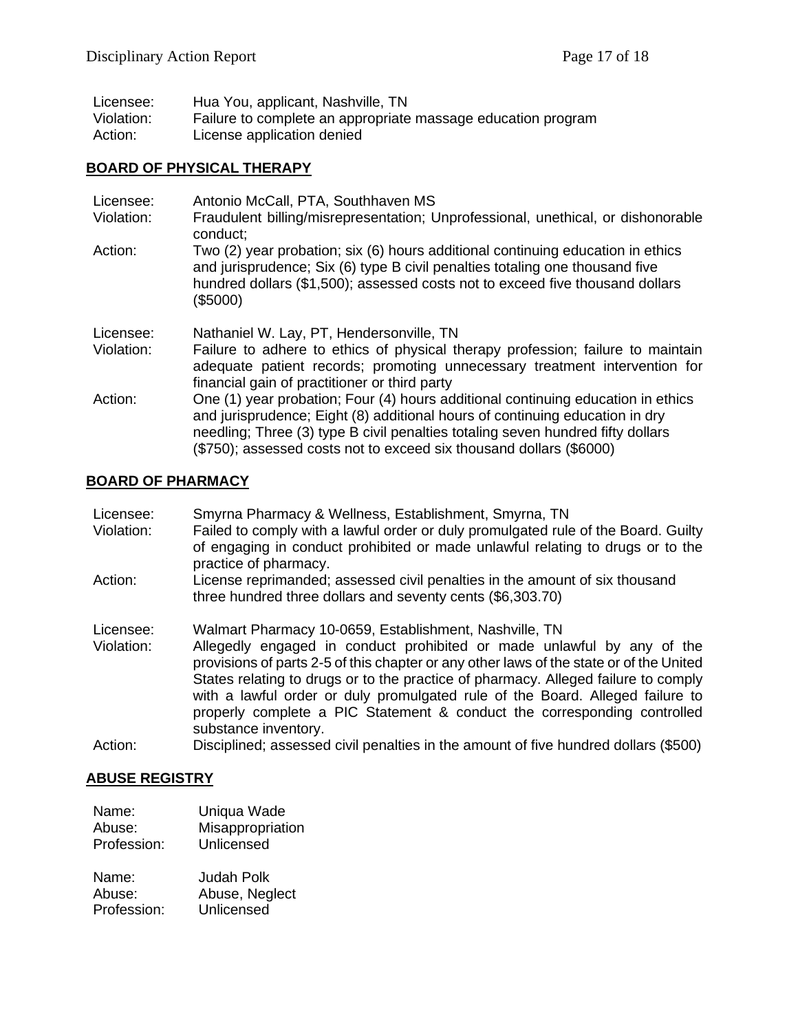Licensee: Hua You, applicant, Nashville, TN
Violation: Failure to complete an appropriate massage education program
Action: License application denied

## BOARD OF PHYSICAL THERAPY

Licensee: Antonio McCall, PTA, Southhaven MS
Violation: Fraudulent billing/misrepresentation; Unprofessional, unethical, or dishonorable conduct;
Action: Two (2) year probation; six (6) hours additional continuing education in ethics and jurisprudence; Six (6) type B civil penalties totaling one thousand five hundred dollars ($1,500); assessed costs not to exceed five thousand dollars ($5000)

Licensee: Nathaniel W. Lay, PT, Hendersonville, TN
Violation: Failure to adhere to ethics of physical therapy profession; failure to maintain adequate patient records; promoting unnecessary treatment intervention for financial gain of practitioner or third party
Action: One (1) year probation; Four (4) hours additional continuing education in ethics and jurisprudence; Eight (8) additional hours of continuing education in dry needling; Three (3) type B civil penalties totaling seven hundred fifty dollars ($750); assessed costs not to exceed six thousand dollars ($6000)

## BOARD OF PHARMACY

Licensee: Smyrna Pharmacy & Wellness, Establishment, Smyrna, TN
Violation: Failed to comply with a lawful order or duly promulgated rule of the Board. Guilty of engaging in conduct prohibited or made unlawful relating to drugs or to the practice of pharmacy.
Action: License reprimanded; assessed civil penalties in the amount of six thousand three hundred three dollars and seventy cents ($6,303.70)

Licensee: Walmart Pharmacy 10-0659, Establishment, Nashville, TN
Violation: Allegedly engaged in conduct prohibited or made unlawful by any of the provisions of parts 2-5 of this chapter or any other laws of the state or of the United States relating to drugs or to the practice of pharmacy. Alleged failure to comply with a lawful order or duly promulgated rule of the Board. Alleged failure to properly complete a PIC Statement & conduct the corresponding controlled substance inventory.
Action: Disciplined; assessed civil penalties in the amount of five hundred dollars ($500)

## ABUSE REGISTRY

Name: Uniqua Wade
Abuse: Misappropriation
Profession: Unlicensed

Name: Judah Polk
Abuse: Abuse, Neglect
Profession: Unlicensed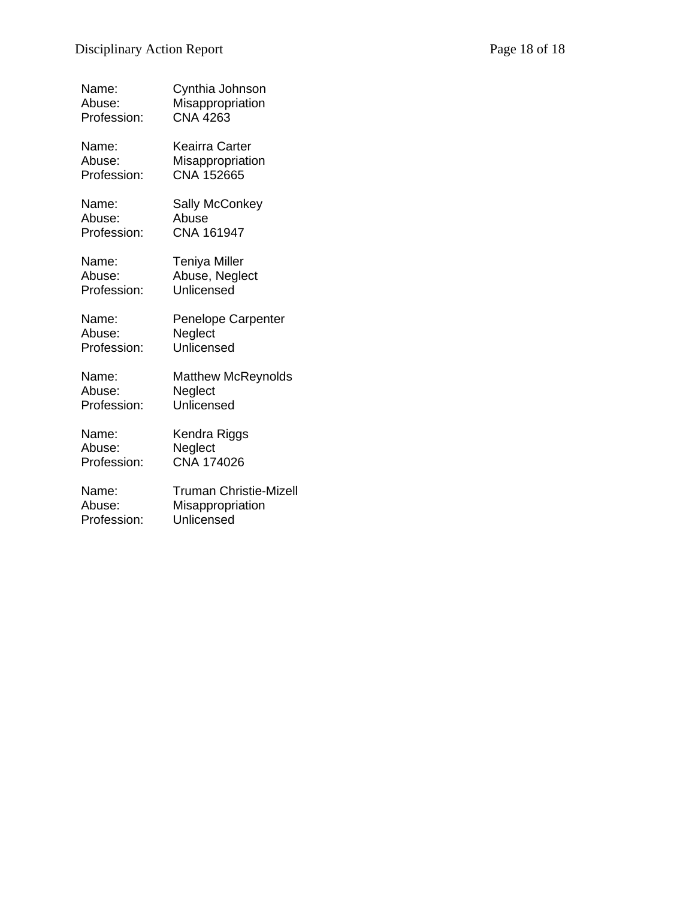Name: Cynthia Johnson
Abuse: Misappropriation
Profession: CNA 4263

Name: Keairra Carter
Abuse: Misappropriation
Profession: CNA 152665

Name: Sally McConkey
Abuse: Abuse
Profession: CNA 161947

Name: Teniya Miller
Abuse: Abuse, Neglect
Profession: Unlicensed

Name: Penelope Carpenter
Abuse: Neglect
Profession: Unlicensed

Name: Matthew McReynolds
Abuse: Neglect
Profession: Unlicensed

Name: Kendra Riggs
Abuse: Neglect
Profession: CNA 174026

Name: Truman Christie-Mizell
Abuse: Misappropriation
Profession: Unlicensed